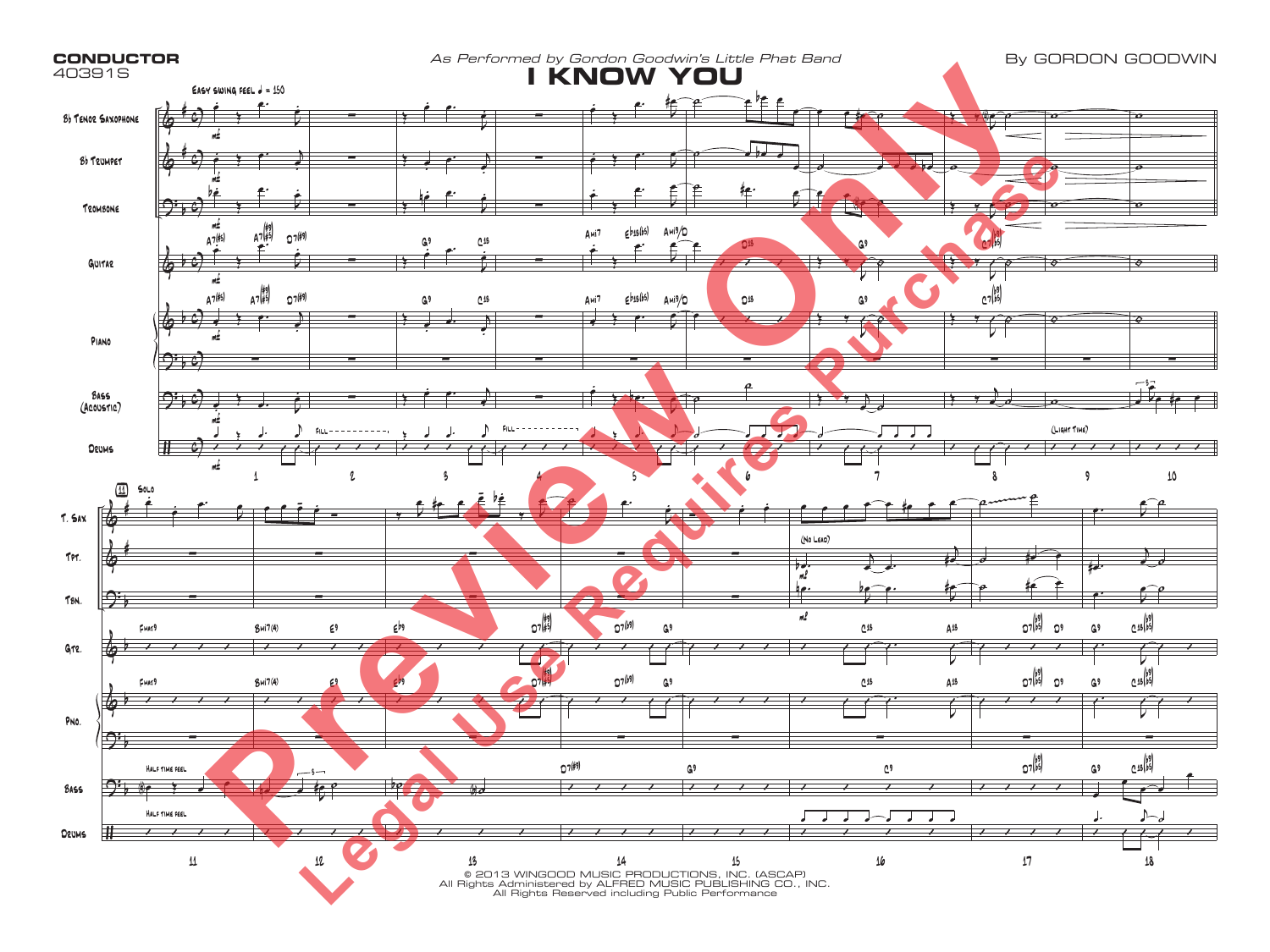**CONDUCTOR**
40391S

*As Performed by Gordon Goodwin's Little Phat Band*

# I KNOW YOU

By GORDON GOODWIN

© 2013 WINGOOD MUSIC PRODUCTIONS, INC. (ASCAP)
All Rights Administered by ALFRED MUSIC PUBLISHING CO., INC.
All Rights Reserved including Public Performance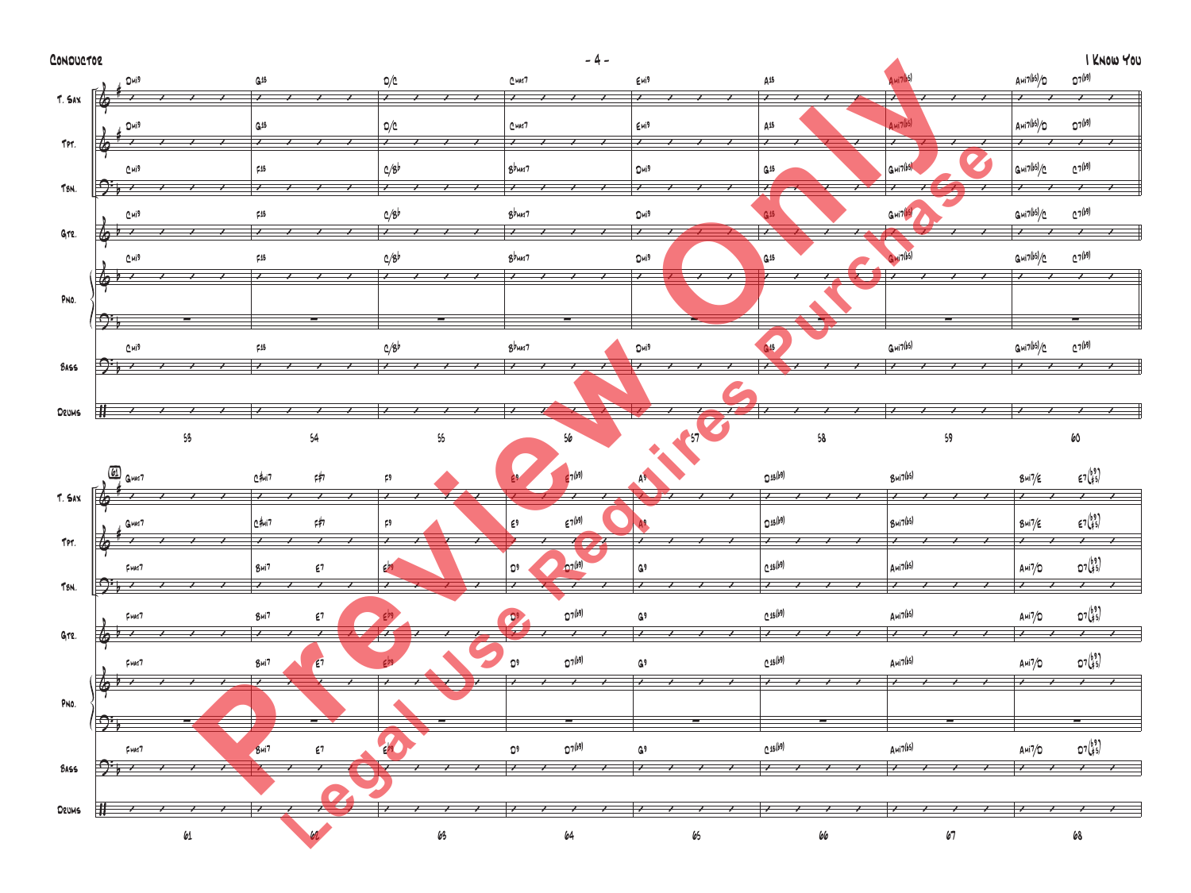| Instrument | 53 | 54 | 55 | 56 | 57 | 58 | 59 | 60 |
|---|---|---|---|---|---|---|---|---|
| T. Sax | Dmi9 | G13 | D/C | Cmaj7 | Emi9 | A13 | Ami7(b5) | Ami7(b5)/D D7(b9) |
| Tpt. | Dmi9 | G13 | D/C | Cmaj7 | Emi9 | A13 | Ami7(b5) | Ami7(b5)/D D7(b9) |
| Tbn. | Cmi9 | F13 | C/Bb | Bbmaj7 | Dmi9 | G13 | Gmi7(b5) | Gmi7(b5)/C C7(b9) |
| Gtr. | Cmi9 | F13 | C/Bb | Bbmaj7 | Dmi9 | G13 | Gmi7(b5) | Gmi7(b5)/C C7(b9) |
| Pno. | Cmi9 | F13 | C/Bb | Bbmaj7 | Dmi9 | G13 | Gmi7(b5) | Gmi7(b5)/C C7(b9) |
| Bass | Cmi9 | F13 | C/Bb | Bbmaj7 | Dmi9 | G13 | Gmi7(b5) | Gmi7(b5)/C C7(b9) |
| Drums | | | | | | | | |

| Instrument | 61 | 62 | 63 | 64 | 65 | 66 | 67 | 68 |
|---|---|---|---|---|---|---|---|---|
| T. Sax | Gmaj7 | C#mi7 F#7 | F9 | E9 E7(b9) | A9 | D13(b9) | Bmi7(b5) | Bmi7/E E7(b9 #5) |
| Tpt. | Gmaj7 | C#mi7 F#7 | F9 | E9 E7(b9) | A9 | D13(b9) | Bmi7(b5) | Bmi7/E E7(b9 #5) |
| Tbn. | Fmaj7 | Bmi7 E7 | Eb9 | D9 D7(b9) | G9 | C13(b9) | Ami7(b5) | Ami7/D D7(b9 #5) |
| Gtr. | Fmaj7 | Bmi7 E7 | Eb9 | D9 D7(b9) | G9 | C13(b9) | Ami7(b5) | Ami7/D D7(b9 #5) |
| Pno. | Fmaj7 | Bmi7 E7 | Eb9 | D9 D7(b9) | G9 | C13(b9) | Ami7(b5) | Ami7/D D7(b9 #5) |
| Bass | Fmaj7 | Bmi7 E7 | Eb9 | D9 D7(b9) | G9 | C13(b9) | Ami7(b5) | Ami7/D D7(b9 #5) |
| Drums | | | | | | | | |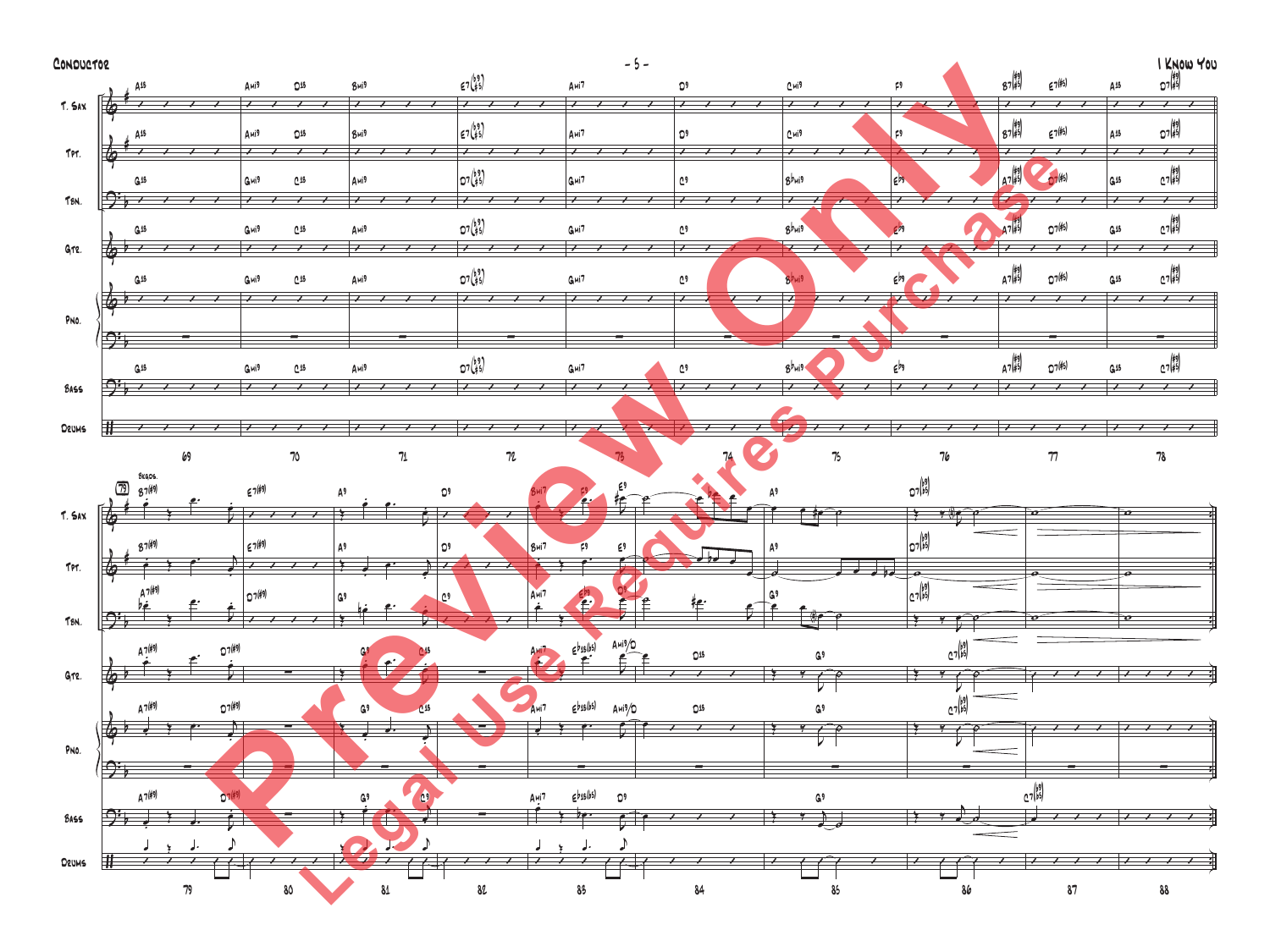Preview Only

Legal Use Requires Purchase

T. Sax: A13 | AMI9 D13 | BMI9 | E7(♭9/♯5) | AMI7 | D9 | CMI9 | F9 | B7(♯9/♯5) E7(♯5) | A13 D7(♯9/♯5)

Tpt.: A13 | AMI9 D13 | BMI9 | E7(♭9/♯5) | AMI7 | D9 | CMI9 | F9 | B7(♯9/♯5) E7(♯5) | A13 D7(♯9/♯5)

Tbn.: G13 | GMI9 C13 | AMI9 | D7(♭9/♯5) | GMI7 | C9 | B♭MI9 | E♭9 | A7(♯9/♯5) D7(♯5) | G13 C7(♯9/♯5)

Gtr.: G13 | GMI9 C13 | AMI9 | D7(♭9/♯5) | GMI7 | C9 | B♭MI9 | E♭9 | A7(♯9/♯5) D7(♯5) | G13 C7(♯9/♯5)

Pno.: G13 | GMI9 C13 | AMI9 | D7(♭9/♯5) | GMI7 | C9 | B♭MI9 | E♭9 | A7(♯9/♯5) D7(♯5) | G13 C7(♯9/♯5)

Bass: G13 | GMI9 C13 | AMI9 | D7(♭9/♯5) | GMI7 | C9 | B♭MI9 | E♭9 | A7(♯9/♯5) D7(♯5) | G13 C7(♯9/♯5)

Drums

69 70 71 72 73 74 75 76 77 78

79 8KGDS.

T. Sax: B7(♯9) | E7(♯9) | A9 | D9 | BMI7 F9 E9 | A9 | D7(♭9/♭5)

Tpt.: B7(♯9) | E7(♯9) | A9 | D9 | BMI7 F9 E9 | A9 | D7(♭9/♭5)

Tbn.: A7(♯9) | D7(♯9) | G9 | C9 | AMI7 E♭9 D9 | G9 | C7(♭9/♭5)

Gtr.: A7(♯9) D7(♯9) | G9 C13 | AMI7 E♭13(♭5) AMI9/D | D13 | G9 | C7(♭9/♭5)

Pno.: A7(♯9) D7(♯9) | G9 C13 | AMI7 E♭13(♭5) AMI9/D | D13 | G9 | C7(♭9/♭5)

Bass: A7(♯9) D7(♯9) | G9 C9 | AMI7 E♭13(♭5) D9 | G9 | C7(♭9/♭5)

Drums

79 80 81 82 83 84 85 86 87 88